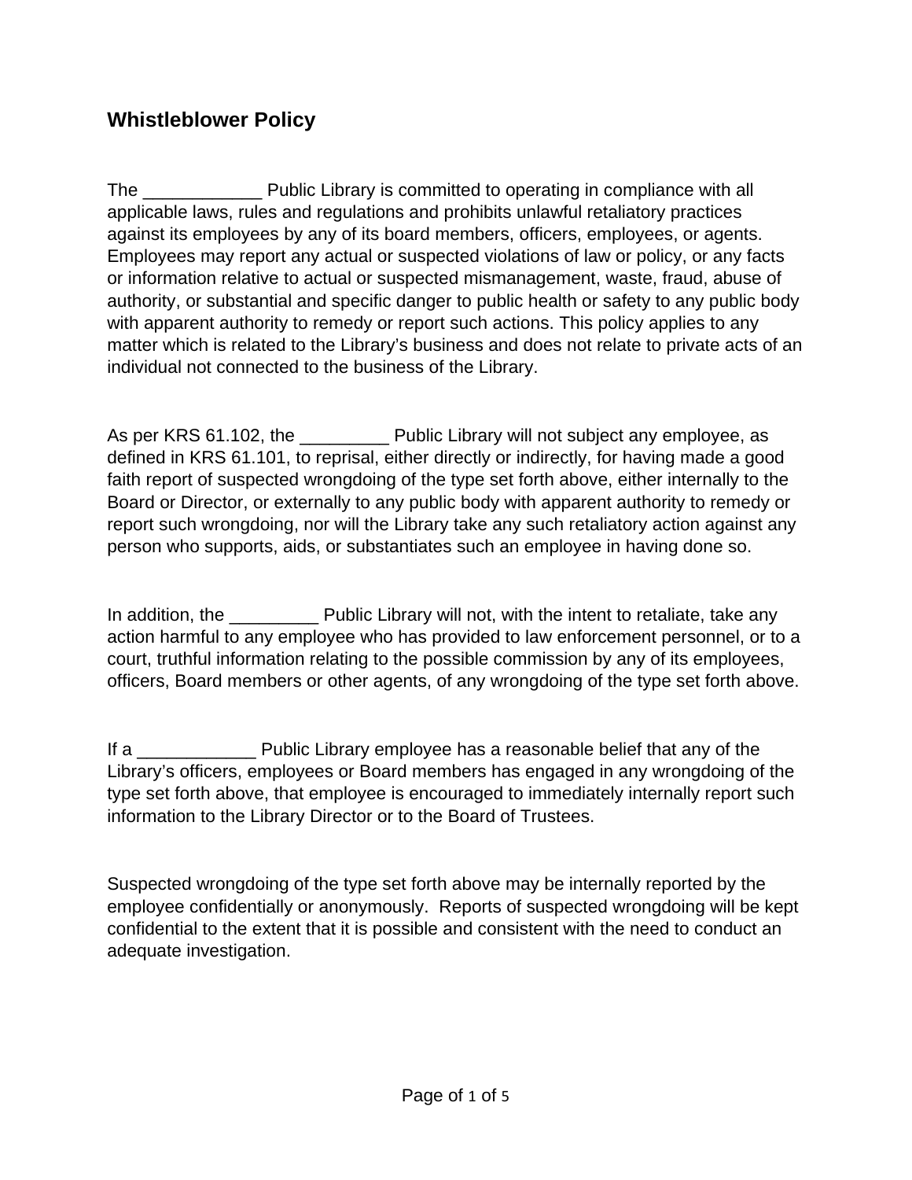# Whistleblower Policy

The ____________ Public Library is committed to operating in compliance with all applicable laws, rules and regulations and prohibits unlawful retaliatory practices against its employees by any of its board members, officers, employees, or agents. Employees may report any actual or suspected violations of law or policy, or any facts or information relative to actual or suspected mismanagement, waste, fraud, abuse of authority, or substantial and specific danger to public health or safety to any public body with apparent authority to remedy or report such actions. This policy applies to any matter which is related to the Library's business and does not relate to private acts of an individual not connected to the business of the Library.

As per KRS 61.102, the _________ Public Library will not subject any employee, as defined in KRS 61.101, to reprisal, either directly or indirectly, for having made a good faith report of suspected wrongdoing of the type set forth above, either internally to the Board or Director, or externally to any public body with apparent authority to remedy or report such wrongdoing, nor will the Library take any such retaliatory action against any person who supports, aids, or substantiates such an employee in having done so.

In addition, the _________ Public Library will not, with the intent to retaliate, take any action harmful to any employee who has provided to law enforcement personnel, or to a court, truthful information relating to the possible commission by any of its employees, officers, Board members or other agents, of any wrongdoing of the type set forth above.

If a ____________ Public Library employee has a reasonable belief that any of the Library's officers, employees or Board members has engaged in any wrongdoing of the type set forth above, that employee is encouraged to immediately internally report such information to the Library Director or to the Board of Trustees.

Suspected wrongdoing of the type set forth above may be internally reported by the employee confidentially or anonymously. Reports of suspected wrongdoing will be kept confidential to the extent that it is possible and consistent with the need to conduct an adequate investigation.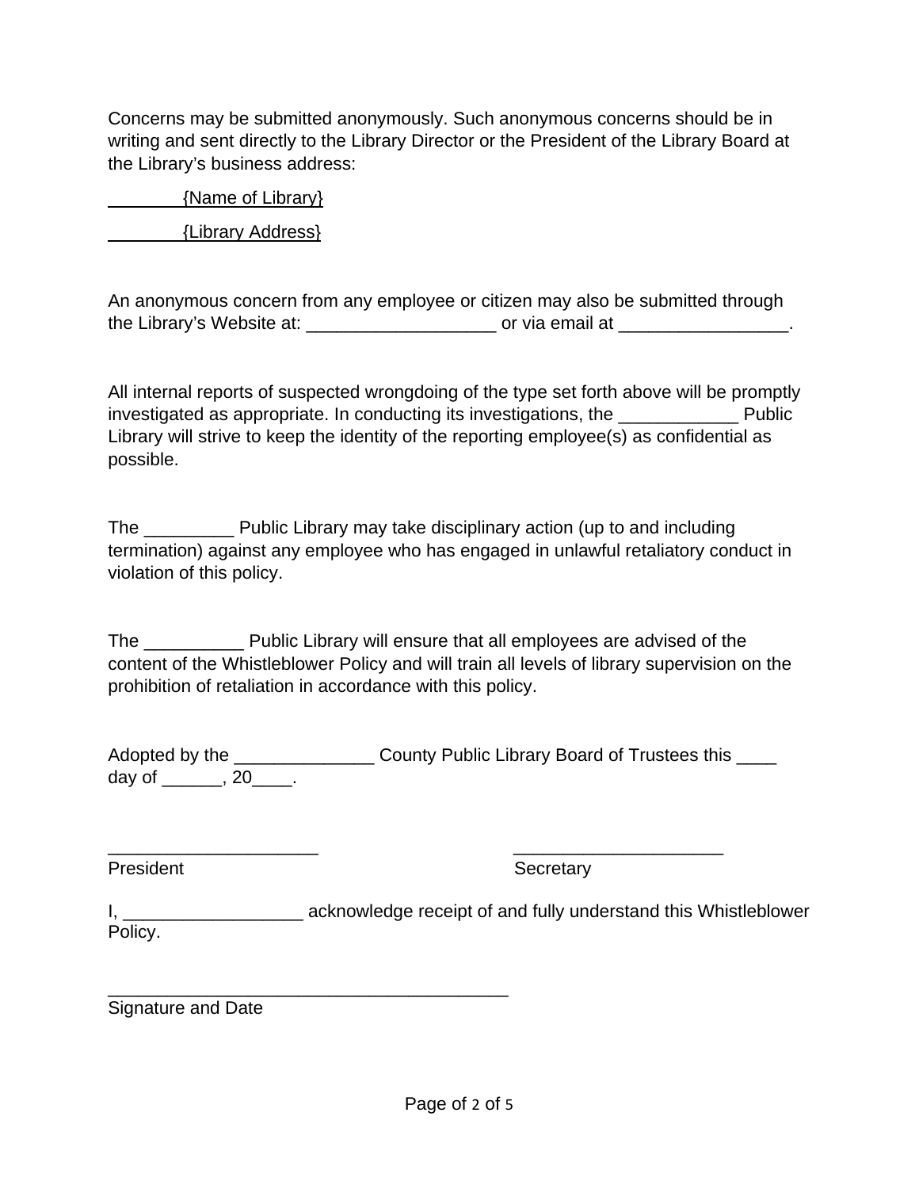Concerns may be submitted anonymously. Such anonymous concerns should be in writing and sent directly to the Library Director or the President of the Library Board at the Library's business address:

{Name of Library}

{Library Address}

An anonymous concern from any employee or citizen may also be submitted through the Library's Website at: ___________________ or via email at _________________.

All internal reports of suspected wrongdoing of the type set forth above will be promptly investigated as appropriate. In conducting its investigations, the ____________ Public Library will strive to keep the identity of the reporting employee(s) as confidential as possible.

The _________ Public Library may take disciplinary action (up to and including termination) against any employee who has engaged in unlawful retaliatory conduct in violation of this policy.

The __________ Public Library will ensure that all employees are advised of the content of the Whistleblower Policy and will train all levels of library supervision on the prohibition of retaliation in accordance with this policy.

Adopted by the ______________ County Public Library Board of Trustees this ____ day of ______, 20____.

_____________________ _____________________
President Secretary

I, __________________ acknowledge receipt of and fully understand this Whistleblower Policy.

________________________________________
Signature and Date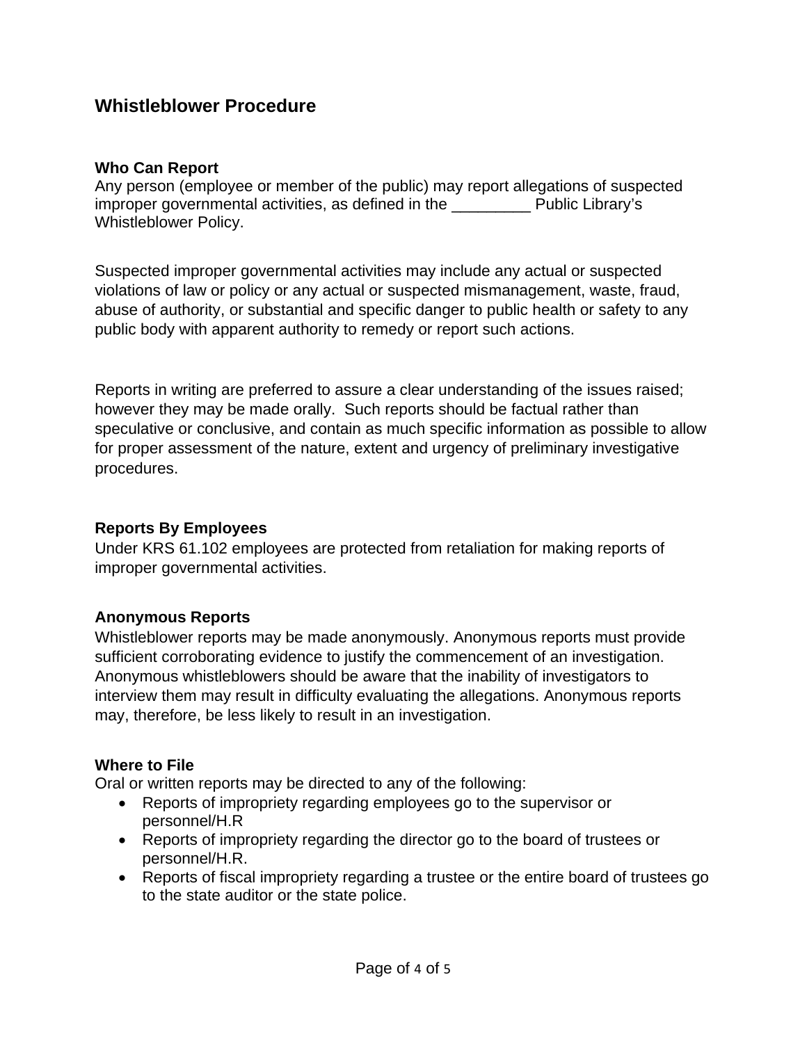## Whistleblower Procedure

### Who Can Report

Any person (employee or member of the public) may report allegations of suspected improper governmental activities, as defined in the _________ Public Library's Whistleblower Policy.

Suspected improper governmental activities may include any actual or suspected violations of law or policy or any actual or suspected mismanagement, waste, fraud, abuse of authority, or substantial and specific danger to public health or safety to any public body with apparent authority to remedy or report such actions.

Reports in writing are preferred to assure a clear understanding of the issues raised; however they may be made orally. Such reports should be factual rather than speculative or conclusive, and contain as much specific information as possible to allow for proper assessment of the nature, extent and urgency of preliminary investigative procedures.

### Reports By Employees

Under KRS 61.102 employees are protected from retaliation for making reports of improper governmental activities.

### Anonymous Reports

Whistleblower reports may be made anonymously. Anonymous reports must provide sufficient corroborating evidence to justify the commencement of an investigation. Anonymous whistleblowers should be aware that the inability of investigators to interview them may result in difficulty evaluating the allegations. Anonymous reports may, therefore, be less likely to result in an investigation.

### Where to File

Oral or written reports may be directed to any of the following:

- Reports of impropriety regarding employees go to the supervisor or personnel/H.R
- Reports of impropriety regarding the director go to the board of trustees or personnel/H.R.
- Reports of fiscal impropriety regarding a trustee or the entire board of trustees go to the state auditor or the state police.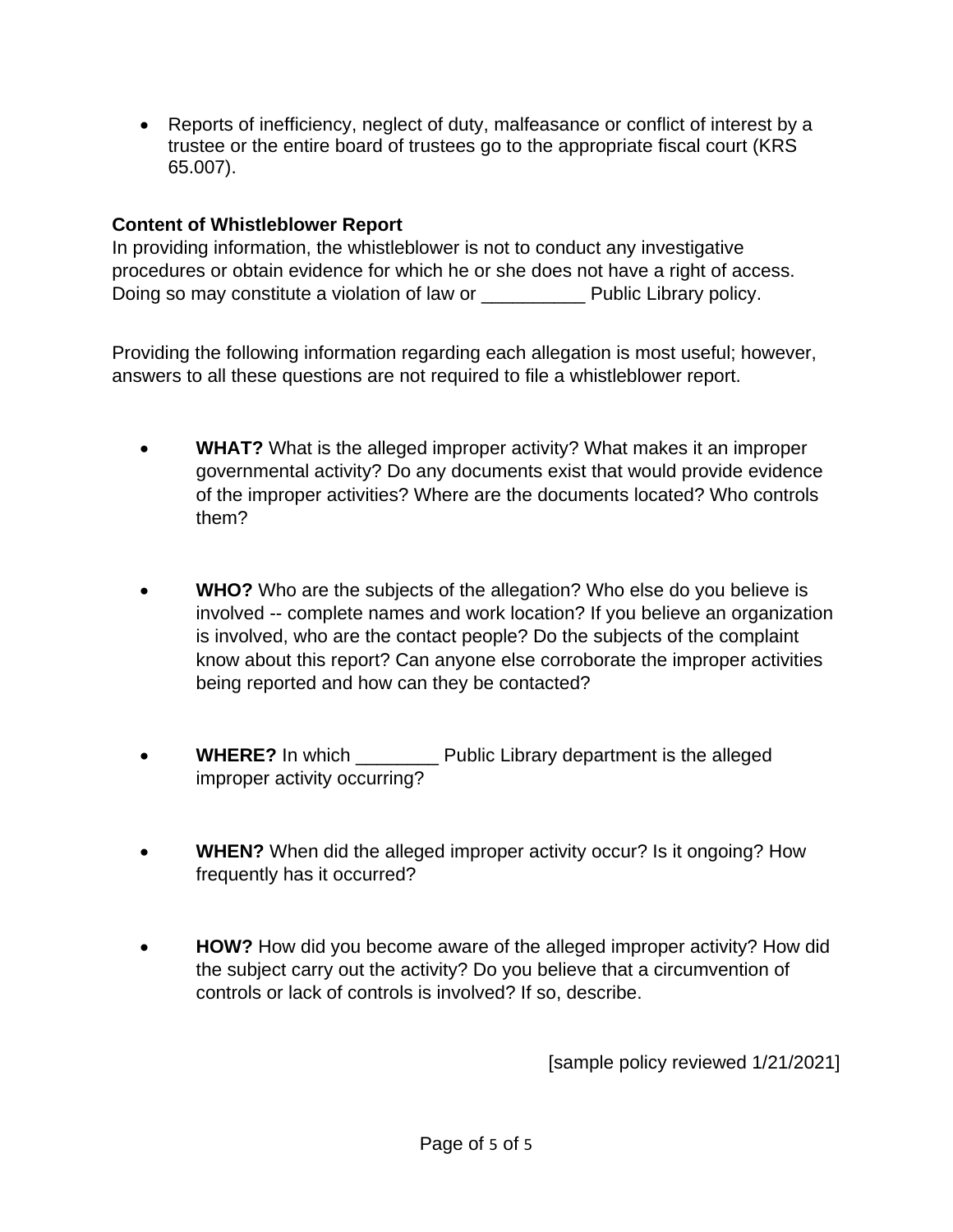- Reports of inefficiency, neglect of duty, malfeasance or conflict of interest by a trustee or the entire board of trustees go to the appropriate fiscal court (KRS 65.007).

**Content of Whistleblower Report**

In providing information, the whistleblower is not to conduct any investigative procedures or obtain evidence for which he or she does not have a right of access. Doing so may constitute a violation of law or __________ Public Library policy.

Providing the following information regarding each allegation is most useful; however, answers to all these questions are not required to file a whistleblower report.

- **WHAT?** What is the alleged improper activity? What makes it an improper governmental activity? Do any documents exist that would provide evidence of the improper activities? Where are the documents located? Who controls them?

- **WHO?** Who are the subjects of the allegation? Who else do you believe is involved -- complete names and work location? If you believe an organization is involved, who are the contact people? Do the subjects of the complaint know about this report? Can anyone else corroborate the improper activities being reported and how can they be contacted?

- **WHERE?** In which ________ Public Library department is the alleged improper activity occurring?

- **WHEN?** When did the alleged improper activity occur? Is it ongoing? How frequently has it occurred?

- **HOW?** How did you become aware of the alleged improper activity? How did the subject carry out the activity? Do you believe that a circumvention of controls or lack of controls is involved? If so, describe.

[sample policy reviewed 1/21/2021]